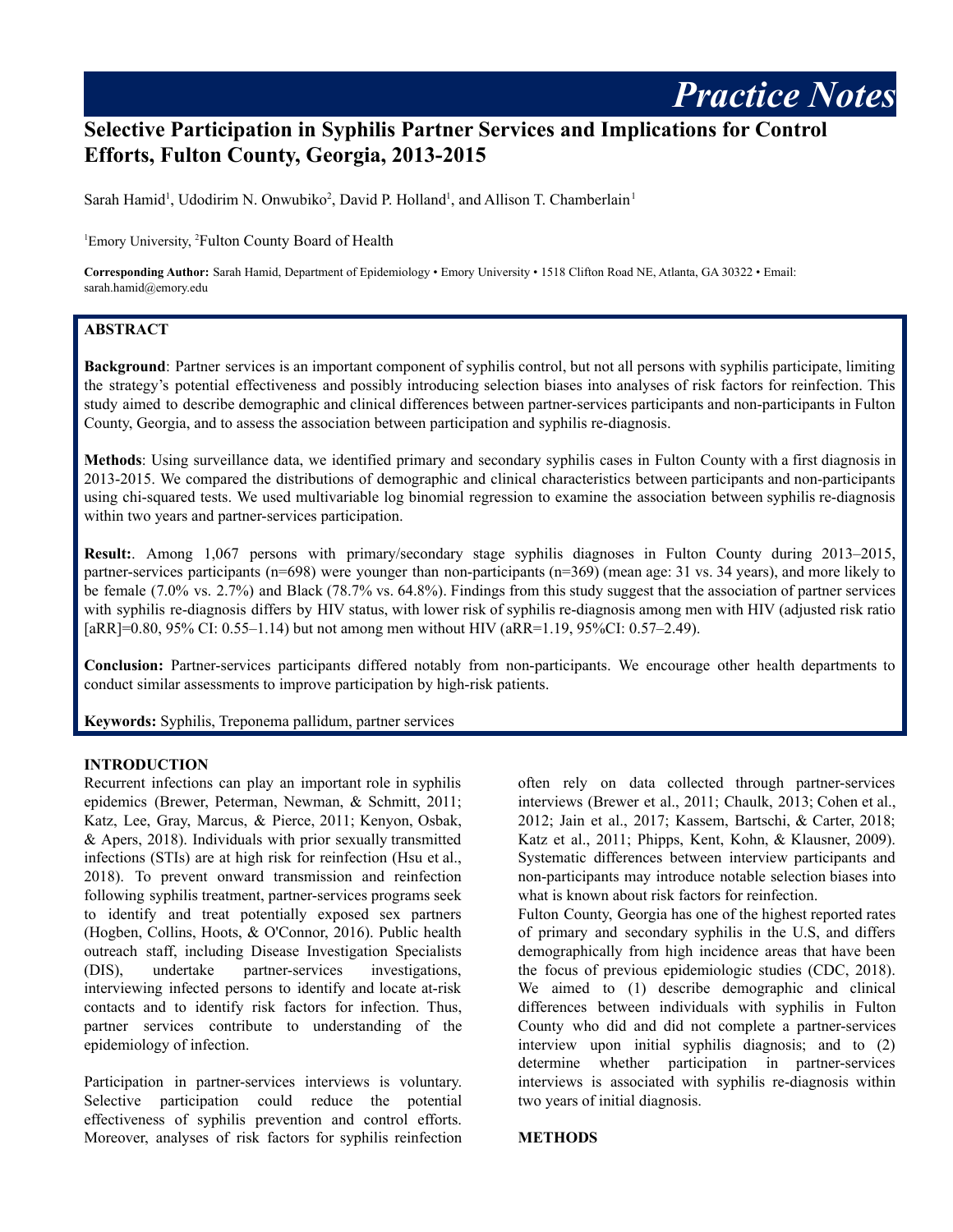*Practice Notes*

# Selective Participation in Syphilis Partner Services and Implications for Control Efforts, Fulton County, Georgia, 2013-2015

Sarah Hamid[1], Udodirim N. Onwubiko[2], David P. Holland[1], and Allison T. Chamberlain[1]

[1]Emory University, [2]Fulton County Board of Health

**Corresponding Author:** Sarah Hamid, Department of Epidemiology • Emory University • 1518 Clifton Road NE, Atlanta, GA 30322 • Email: sarah.hamid@emory.edu

## ABSTRACT

**Background**: Partner services is an important component of syphilis control, but not all persons with syphilis participate, limiting the strategy's potential effectiveness and possibly introducing selection biases into analyses of risk factors for reinfection. This study aimed to describe demographic and clinical differences between partner-services participants and non-participants in Fulton County, Georgia, and to assess the association between participation and syphilis re-diagnosis.

**Methods**: Using surveillance data, we identified primary and secondary syphilis cases in Fulton County with a first diagnosis in 2013-2015. We compared the distributions of demographic and clinical characteristics between participants and non-participants using chi-squared tests. We used multivariable log binomial regression to examine the association between syphilis re-diagnosis within two years and partner-services participation.

**Result:**. Among 1,067 persons with primary/secondary stage syphilis diagnoses in Fulton County during 2013–2015, partner-services participants (n=698) were younger than non-participants (n=369) (mean age: 31 vs. 34 years), and more likely to be female (7.0% vs. 2.7%) and Black (78.7% vs. 64.8%). Findings from this study suggest that the association of partner services with syphilis re-diagnosis differs by HIV status, with lower risk of syphilis re-diagnosis among men with HIV (adjusted risk ratio [aRR]=0.80, 95% CI: 0.55–1.14) but not among men without HIV (aRR=1.19, 95%CI: 0.57–2.49).

**Conclusion:** Partner-services participants differed notably from non-participants. We encourage other health departments to conduct similar assessments to improve participation by high-risk patients.

**Keywords:** Syphilis, Treponema pallidum, partner services

## INTRODUCTION

Recurrent infections can play an important role in syphilis epidemics (Brewer, Peterman, Newman, & Schmitt, 2011; Katz, Lee, Gray, Marcus, & Pierce, 2011; Kenyon, Osbak, & Apers, 2018). Individuals with prior sexually transmitted infections (STIs) are at high risk for reinfection (Hsu et al., 2018). To prevent onward transmission and reinfection following syphilis treatment, partner-services programs seek to identify and treat potentially exposed sex partners (Hogben, Collins, Hoots, & O'Connor, 2016). Public health outreach staff, including Disease Investigation Specialists (DIS), undertake partner-services investigations, interviewing infected persons to identify and locate at-risk contacts and to identify risk factors for infection. Thus, partner services contribute to understanding of the epidemiology of infection.

Participation in partner-services interviews is voluntary. Selective participation could reduce the potential effectiveness of syphilis prevention and control efforts. Moreover, analyses of risk factors for syphilis reinfection often rely on data collected through partner-services interviews (Brewer et al., 2011; Chaulk, 2013; Cohen et al., 2012; Jain et al., 2017; Kassem, Bartschi, & Carter, 2018; Katz et al., 2011; Phipps, Kent, Kohn, & Klausner, 2009). Systematic differences between interview participants and non-participants may introduce notable selection biases into what is known about risk factors for reinfection.

Fulton County, Georgia has one of the highest reported rates of primary and secondary syphilis in the U.S, and differs demographically from high incidence areas that have been the focus of previous epidemiologic studies (CDC, 2018). We aimed to (1) describe demographic and clinical differences between individuals with syphilis in Fulton County who did and did not complete a partner-services interview upon initial syphilis diagnosis; and to (2) determine whether participation in partner-services interviews is associated with syphilis re-diagnosis within two years of initial diagnosis.

## METHODS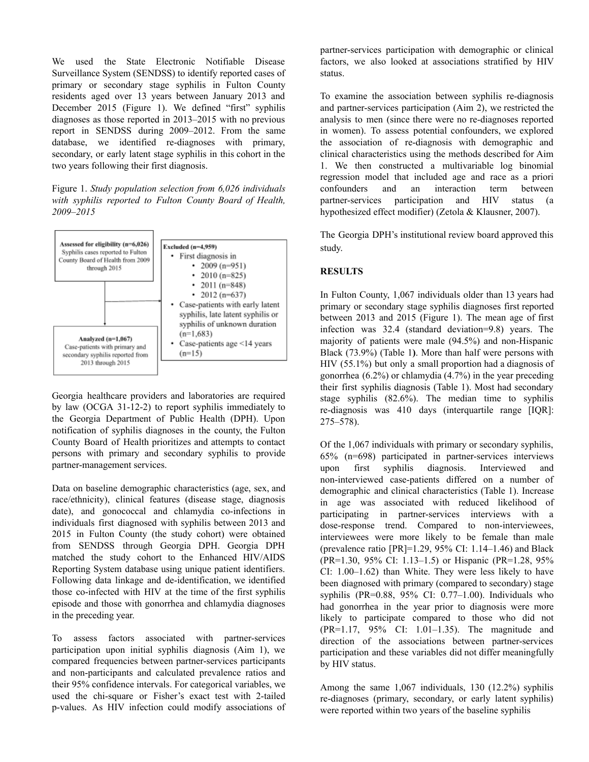We used the State Electronic Notifiable Disease Surveillance System (SENDSS) to identify reported cases of primary or secondary stage syphilis in Fulton County residents aged over 13 years between January 2013 and December 2015 (Figure 1). We defined "first" syphilis diagnoses as those reported in 2013–2015 with no previous report in SENDSS during 2009–2012. From the same database, we identified re-diagnoses with primary, secondary, or early latent stage syphilis in this cohort in the two years following their first diagnosis.

Figure 1. *Study population selection from 6,026 individuals with syphilis reported to Fulton County Board of Health, 2009–2015*

**Assessed for eligibility (n=6,026)**
Syphilis cases reported to Fulton County Board of Health from 2009 through 2015

**Excluded (n=4,959)**
- First diagnosis in
  - 2009 (n=951)
  - 2010 (n=825)
  - 2011 (n=848)
  - 2012 (n=637)
- Case-patients with early latent syphilis, late latent syphilis or syphilis of unknown duration (n=1,683)
- Case-patients age <14 years (n=15)

**Analyzed (n=1,067)**
Case-patients with primary and secondary syphilis reported from 2013 through 2015

Georgia healthcare providers and laboratories are required by law (OCGA 31-12-2) to report syphilis immediately to the Georgia Department of Public Health (DPH). Upon notification of syphilis diagnoses in the county, the Fulton County Board of Health prioritizes and attempts to contact persons with primary and secondary syphilis to provide partner-management services.

Data on baseline demographic characteristics (age, sex, and race/ethnicity), clinical features (disease stage, diagnosis date), and gonococcal and chlamydia co-infections in individuals first diagnosed with syphilis between 2013 and 2015 in Fulton County (the study cohort) were obtained from SENDSS through Georgia DPH. Georgia DPH matched the study cohort to the Enhanced HIV/AIDS Reporting System database using unique patient identifiers. Following data linkage and de-identification, we identified those co-infected with HIV at the time of the first syphilis episode and those with gonorrhea and chlamydia diagnoses in the preceding year.

To assess factors associated with partner-services participation upon initial syphilis diagnosis (Aim 1), we compared frequencies between partner-services participants and non-participants and calculated prevalence ratios and their 95% confidence intervals. For categorical variables, we used the chi-square or Fisher's exact test with 2-tailed p-values. As HIV infection could modify associations of partner-services participation with demographic or clinical factors, we also looked at associations stratified by HIV status.

To examine the association between syphilis re-diagnosis and partner-services participation (Aim 2), we restricted the analysis to men (since there were no re-diagnoses reported in women). To assess potential confounders, we explored the association of re-diagnosis with demographic and clinical characteristics using the methods described for Aim 1. We then constructed a multivariable log binomial regression model that included age and race as a priori confounders and an interaction term between partner-services participation and HIV status (a hypothesized effect modifier) (Zetola & Klausner, 2007).

The Georgia DPH's institutional review board approved this study.

## RESULTS

In Fulton County, 1,067 individuals older than 13 years had primary or secondary stage syphilis diagnoses first reported between 2013 and 2015 (Figure 1). The mean age of first infection was 32.4 (standard deviation=9.8) years. The majority of patients were male (94.5%) and non-Hispanic Black (73.9%) (Table 1). More than half were persons with HIV (55.1%) but only a small proportion had a diagnosis of gonorrhea (6.2%) or chlamydia (4.7%) in the year preceding their first syphilis diagnosis (Table 1). Most had secondary stage syphilis (82.6%). The median time to syphilis re-diagnosis was 410 days (interquartile range [IQR]: 275–578).

Of the 1,067 individuals with primary or secondary syphilis, 65% (n=698) participated in partner-services interviews upon first syphilis diagnosis. Interviewed and non-interviewed case-patients differed on a number of demographic and clinical characteristics (Table 1). Increase in age was associated with reduced likelihood of participating in partner-services interviews with a dose-response trend. Compared to non-interviewees, interviewees were more likely to be female than male (prevalence ratio [PR]=1.29, 95% CI: 1.14–1.46) and Black (PR=1.30, 95% CI: 1.13–1.5) or Hispanic (PR=1.28, 95% CI: 1.00–1.62) than White. They were less likely to have been diagnosed with primary (compared to secondary) stage syphilis (PR=0.88, 95% CI: 0.77–1.00). Individuals who had gonorrhea in the year prior to diagnosis were more likely to participate compared to those who did not (PR=1.17, 95% CI: 1.01–1.35). The magnitude and direction of the associations between partner-services participation and these variables did not differ meaningfully by HIV status.

Among the same 1,067 individuals, 130 (12.2%) syphilis re-diagnoses (primary, secondary, or early latent syphilis) were reported within two years of the baseline syphilis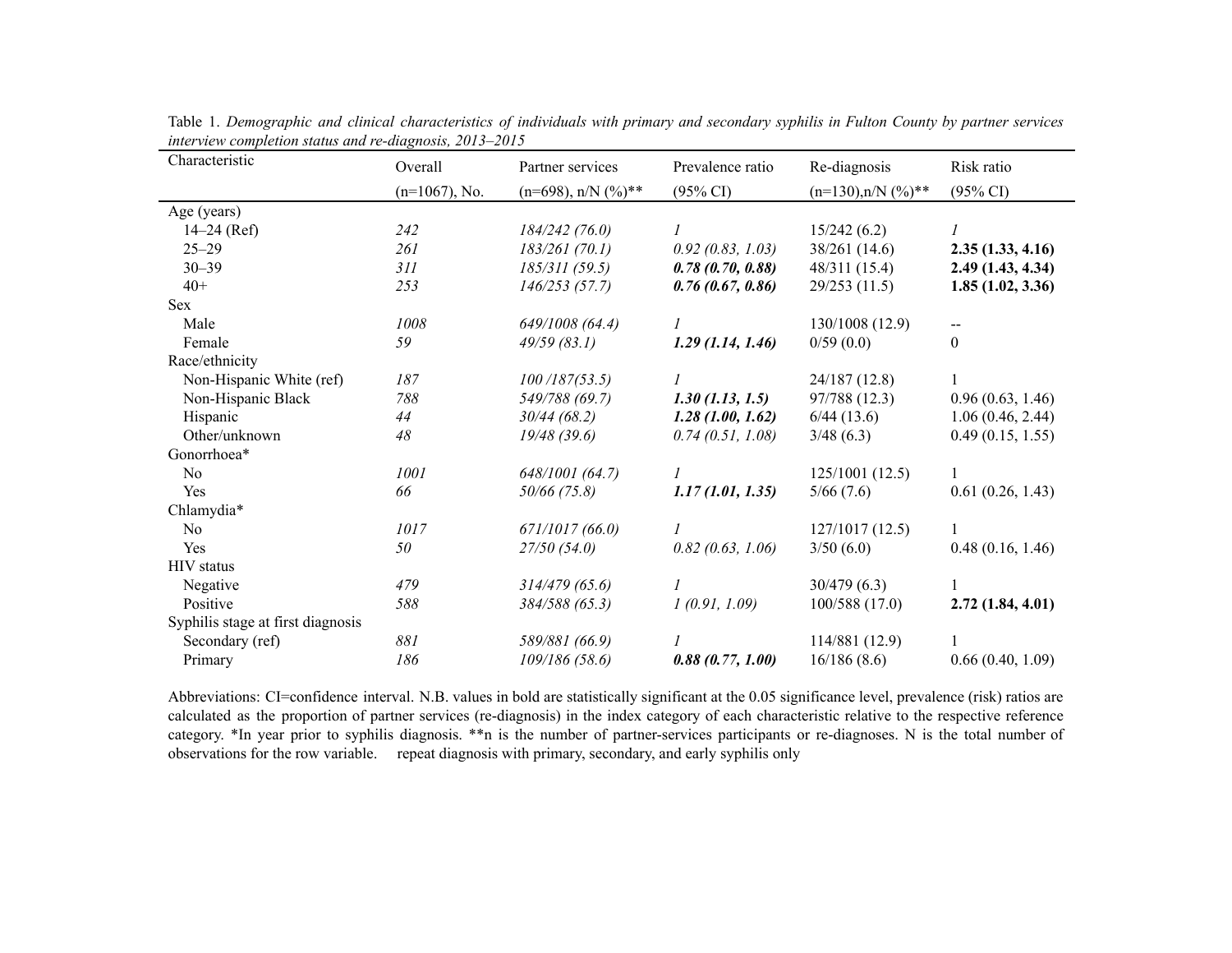Table 1. *Demographic and clinical characteristics of individuals with primary and secondary syphilis in Fulton County by partner services interview completion status and re-diagnosis, 2013–2015*

| Characteristic | Overall (n=1067), No. | Partner services (n=698), n/N (%)** | Prevalence ratio (95% CI) | Re-diagnosis (n=130),n/N (%)** | Risk ratio (95% CI) |
|---|---|---|---|---|---|
| Age (years) | | | | | |
| 14–24 (Ref) | *242* | *184/242 (76.0)* | *1* | 15/242 (6.2) | *1* |
| 25–29 | *261* | *183/261 (70.1)* | *0.92 (0.83, 1.03)* | 38/261 (14.6) | **2.35 (1.33, 4.16)** |
| 30–39 | *311* | *185/311 (59.5)* | ***0.78 (0.70, 0.88)*** | 48/311 (15.4) | **2.49 (1.43, 4.34)** |
| 40+ | *253* | *146/253 (57.7)* | ***0.76 (0.67, 0.86)*** | 29/253 (11.5) | **1.85 (1.02, 3.36)** |
| Sex | | | | | |
| Male | *1008* | *649/1008 (64.4)* | *1* | 130/1008 (12.9) | -- |
| Female | *59* | *49/59 (83.1)* | ***1.29 (1.14, 1.46)*** | 0/59 (0.0) | 0 |
| Race/ethnicity | | | | | |
| Non-Hispanic White (ref) | *187* | *100 /187(53.5)* | *1* | 24/187 (12.8) | 1 |
| Non-Hispanic Black | *788* | *549/788 (69.7)* | ***1.30 (1.13, 1.5)*** | 97/788 (12.3) | 0.96 (0.63, 1.46) |
| Hispanic | *44* | *30/44 (68.2)* | ***1.28 (1.00, 1.62)*** | 6/44 (13.6) | 1.06 (0.46, 2.44) |
| Other/unknown | *48* | *19/48 (39.6)* | *0.74 (0.51, 1.08)* | 3/48 (6.3) | 0.49 (0.15, 1.55) |
| Gonorrhoea* | | | | | |
| No | *1001* | *648/1001 (64.7)* | *1* | 125/1001 (12.5) | 1 |
| Yes | *66* | *50/66 (75.8)* | ***1.17 (1.01, 1.35)*** | 5/66 (7.6) | 0.61 (0.26, 1.43) |
| Chlamydia* | | | | | |
| No | *1017* | *671/1017 (66.0)* | *1* | 127/1017 (12.5) | 1 |
| Yes | *50* | *27/50 (54.0)* | *0.82 (0.63, 1.06)* | 3/50 (6.0) | 0.48 (0.16, 1.46) |
| HIV status | | | | | |
| Negative | *479* | *314/479 (65.6)* | *1* | 30/479 (6.3) | 1 |
| Positive | *588* | *384/588 (65.3)* | *1 (0.91, 1.09)* | 100/588 (17.0) | **2.72 (1.84, 4.01)** |
| Syphilis stage at first diagnosis | | | | | |
| Secondary (ref) | *881* | *589/881 (66.9)* | *1* | 114/881 (12.9) | 1 |
| Primary | *186* | *109/186 (58.6)* | ***0.88 (0.77, 1.00)*** | 16/186 (8.6) | 0.66 (0.40, 1.09) |

Abbreviations: CI=confidence interval. N.B. values in bold are statistically significant at the 0.05 significance level, prevalence (risk) ratios are calculated as the proportion of partner services (re-diagnosis) in the index category of each characteristic relative to the respective reference category. *In year prior to syphilis diagnosis. **n is the number of partner-services participants or re-diagnoses. N is the total number of observations for the row variable. repeat diagnosis with primary, secondary, and early syphilis only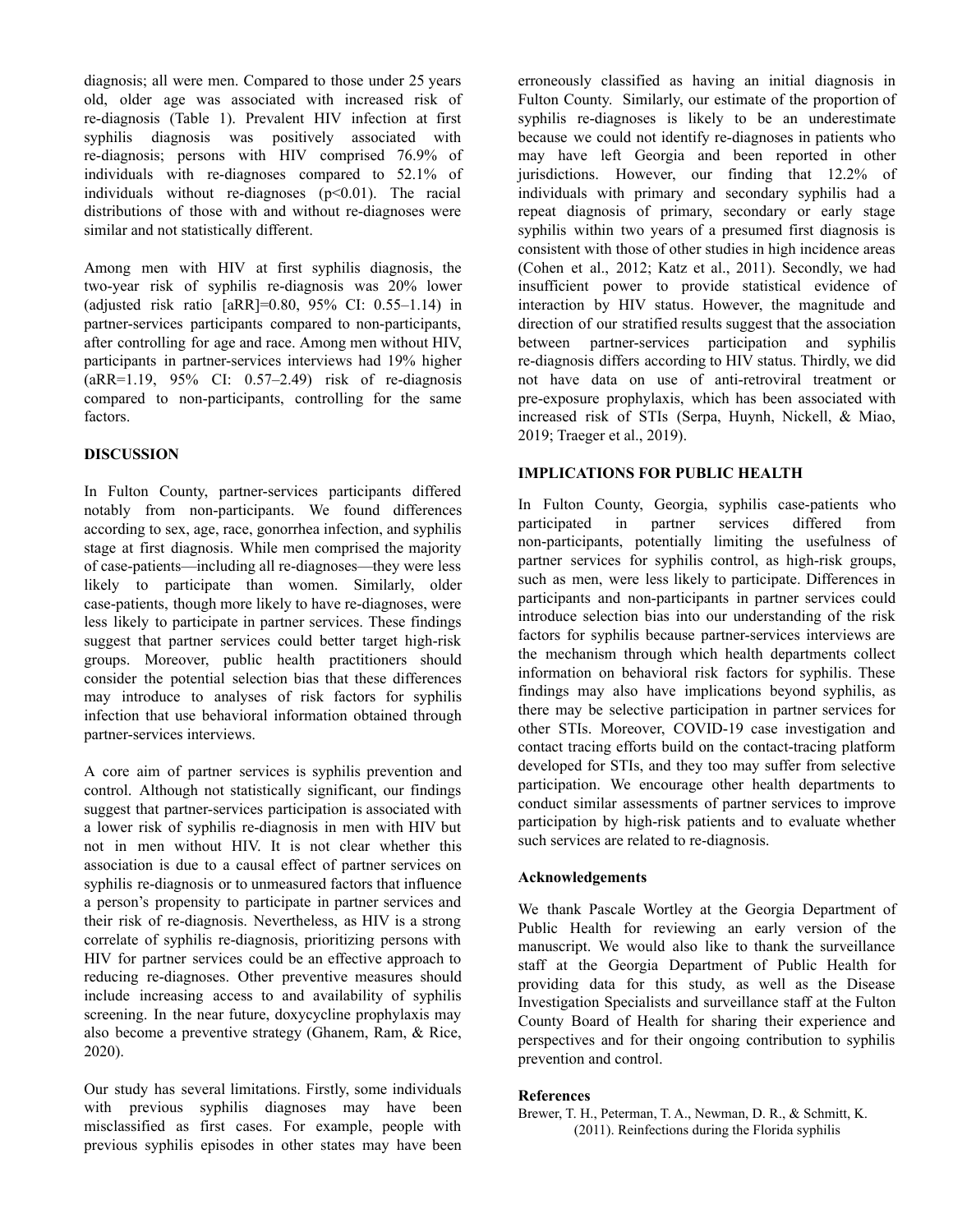diagnosis; all were men. Compared to those under 25 years old, older age was associated with increased risk of re-diagnosis (Table 1). Prevalent HIV infection at first syphilis diagnosis was positively associated with re-diagnosis; persons with HIV comprised 76.9% of individuals with re-diagnoses compared to 52.1% of individuals without re-diagnoses ($p<0.01$). The racial distributions of those with and without re-diagnoses were similar and not statistically different.

Among men with HIV at first syphilis diagnosis, the two-year risk of syphilis re-diagnosis was 20% lower (adjusted risk ratio [aRR]=0.80, 95% CI: 0.55–1.14) in partner-services participants compared to non-participants, after controlling for age and race. Among men without HIV, participants in partner-services interviews had 19% higher (aRR=1.19, 95% CI: 0.57–2.49) risk of re-diagnosis compared to non-participants, controlling for the same factors.

## DISCUSSION

In Fulton County, partner-services participants differed notably from non-participants. We found differences according to sex, age, race, gonorrhea infection, and syphilis stage at first diagnosis. While men comprised the majority of case-patients—including all re-diagnoses—they were less likely to participate than women. Similarly, older case-patients, though more likely to have re-diagnoses, were less likely to participate in partner services. These findings suggest that partner services could better target high-risk groups. Moreover, public health practitioners should consider the potential selection bias that these differences may introduce to analyses of risk factors for syphilis infection that use behavioral information obtained through partner-services interviews.

A core aim of partner services is syphilis prevention and control. Although not statistically significant, our findings suggest that partner-services participation is associated with a lower risk of syphilis re-diagnosis in men with HIV but not in men without HIV. It is not clear whether this association is due to a causal effect of partner services on syphilis re-diagnosis or to unmeasured factors that influence a person's propensity to participate in partner services and their risk of re-diagnosis. Nevertheless, as HIV is a strong correlate of syphilis re-diagnosis, prioritizing persons with HIV for partner services could be an effective approach to reducing re-diagnoses. Other preventive measures should include increasing access to and availability of syphilis screening. In the near future, doxycycline prophylaxis may also become a preventive strategy (Ghanem, Ram, & Rice, 2020).

Our study has several limitations. Firstly, some individuals with previous syphilis diagnoses may have been misclassified as first cases. For example, people with previous syphilis episodes in other states may have been erroneously classified as having an initial diagnosis in Fulton County. Similarly, our estimate of the proportion of syphilis re-diagnoses is likely to be an underestimate because we could not identify re-diagnoses in patients who may have left Georgia and been reported in other jurisdictions. However, our finding that 12.2% of individuals with primary and secondary syphilis had a repeat diagnosis of primary, secondary or early stage syphilis within two years of a presumed first diagnosis is consistent with those of other studies in high incidence areas (Cohen et al., 2012; Katz et al., 2011). Secondly, we had insufficient power to provide statistical evidence of interaction by HIV status. However, the magnitude and direction of our stratified results suggest that the association between partner-services participation and syphilis re-diagnosis differs according to HIV status. Thirdly, we did not have data on use of anti-retroviral treatment or pre-exposure prophylaxis, which has been associated with increased risk of STIs (Serpa, Huynh, Nickell, & Miao, 2019; Traeger et al., 2019).

## IMPLICATIONS FOR PUBLIC HEALTH

In Fulton County, Georgia, syphilis case-patients who participated in partner services differed from non-participants, potentially limiting the usefulness of partner services for syphilis control, as high-risk groups, such as men, were less likely to participate. Differences in participants and non-participants in partner services could introduce selection bias into our understanding of the risk factors for syphilis because partner-services interviews are the mechanism through which health departments collect information on behavioral risk factors for syphilis. These findings may also have implications beyond syphilis, as there may be selective participation in partner services for other STIs. Moreover, COVID-19 case investigation and contact tracing efforts build on the contact-tracing platform developed for STIs, and they too may suffer from selective participation. We encourage other health departments to conduct similar assessments of partner services to improve participation by high-risk patients and to evaluate whether such services are related to re-diagnosis.

### Acknowledgements

We thank Pascale Wortley at the Georgia Department of Public Health for reviewing an early version of the manuscript. We would also like to thank the surveillance staff at the Georgia Department of Public Health for providing data for this study, as well as the Disease Investigation Specialists and surveillance staff at the Fulton County Board of Health for sharing their experience and perspectives and for their ongoing contribution to syphilis prevention and control.

### References

Brewer, T. H., Peterman, T. A., Newman, D. R., & Schmitt, K. (2011). Reinfections during the Florida syphilis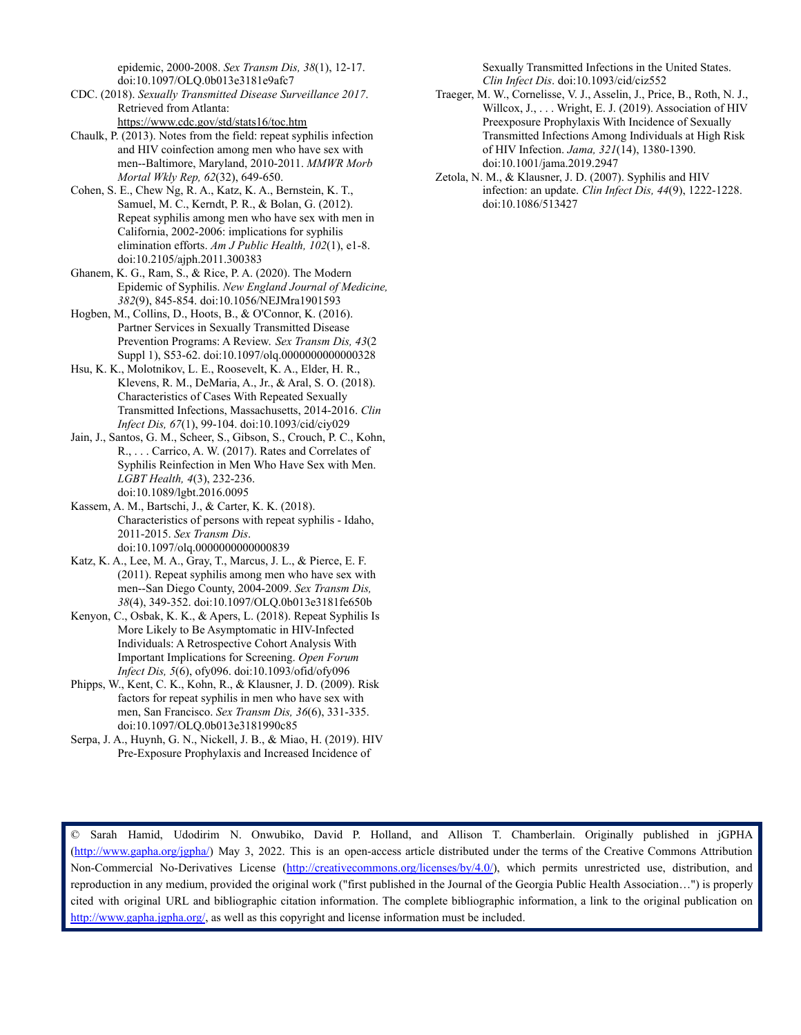epidemic, 2000-2008. *Sex Transm Dis, 38*(1), 12-17. doi:10.1097/OLQ.0b013e3181e9afc7

CDC. (2018). *Sexually Transmitted Disease Surveillance 2017*. Retrieved from Atlanta: https://www.cdc.gov/std/stats16/toc.htm

Chaulk, P. (2013). Notes from the field: repeat syphilis infection and HIV coinfection among men who have sex with men--Baltimore, Maryland, 2010-2011. *MMWR Morb Mortal Wkly Rep, 62*(32), 649-650.

Cohen, S. E., Chew Ng, R. A., Katz, K. A., Bernstein, K. T., Samuel, M. C., Kerndt, P. R., & Bolan, G. (2012). Repeat syphilis among men who have sex with men in California, 2002-2006: implications for syphilis elimination efforts. *Am J Public Health, 102*(1), e1-8. doi:10.2105/ajph.2011.300383

Ghanem, K. G., Ram, S., & Rice, P. A. (2020). The Modern Epidemic of Syphilis. *New England Journal of Medicine, 382*(9), 845-854. doi:10.1056/NEJMra1901593

Hogben, M., Collins, D., Hoots, B., & O'Connor, K. (2016). Partner Services in Sexually Transmitted Disease Prevention Programs: A Review. *Sex Transm Dis, 43*(2 Suppl 1), S53-62. doi:10.1097/olq.0000000000000328

Hsu, K. K., Molotnikov, L. E., Roosevelt, K. A., Elder, H. R., Klevens, R. M., DeMaria, A., Jr., & Aral, S. O. (2018). Characteristics of Cases With Repeated Sexually Transmitted Infections, Massachusetts, 2014-2016. *Clin Infect Dis, 67*(1), 99-104. doi:10.1093/cid/ciy029

Jain, J., Santos, G. M., Scheer, S., Gibson, S., Crouch, P. C., Kohn, R., . . . Carrico, A. W. (2017). Rates and Correlates of Syphilis Reinfection in Men Who Have Sex with Men. *LGBT Health, 4*(3), 232-236. doi:10.1089/lgbt.2016.0095

Kassem, A. M., Bartschi, J., & Carter, K. K. (2018). Characteristics of persons with repeat syphilis - Idaho, 2011-2015. *Sex Transm Dis*. doi:10.1097/olq.0000000000000839

Katz, K. A., Lee, M. A., Gray, T., Marcus, J. L., & Pierce, E. F. (2011). Repeat syphilis among men who have sex with men--San Diego County, 2004-2009. *Sex Transm Dis, 38*(4), 349-352. doi:10.1097/OLQ.0b013e3181fe650b

Kenyon, C., Osbak, K. K., & Apers, L. (2018). Repeat Syphilis Is More Likely to Be Asymptomatic in HIV-Infected Individuals: A Retrospective Cohort Analysis With Important Implications for Screening. *Open Forum Infect Dis, 5*(6), ofy096. doi:10.1093/ofid/ofy096

Phipps, W., Kent, C. K., Kohn, R., & Klausner, J. D. (2009). Risk factors for repeat syphilis in men who have sex with men, San Francisco. *Sex Transm Dis, 36*(6), 331-335. doi:10.1097/OLQ.0b013e3181990c85

Serpa, J. A., Huynh, G. N., Nickell, J. B., & Miao, H. (2019). HIV Pre-Exposure Prophylaxis and Increased Incidence of Sexually Transmitted Infections in the United States. *Clin Infect Dis*. doi:10.1093/cid/ciz552

Traeger, M. W., Cornelisse, V. J., Asselin, J., Price, B., Roth, N. J., Willcox, J., . . . Wright, E. J. (2019). Association of HIV Preexposure Prophylaxis With Incidence of Sexually Transmitted Infections Among Individuals at High Risk of HIV Infection. *Jama, 321*(14), 1380-1390. doi:10.1001/jama.2019.2947

Zetola, N. M., & Klausner, J. D. (2007). Syphilis and HIV infection: an update. *Clin Infect Dis, 44*(9), 1222-1228. doi:10.1086/513427

© Sarah Hamid, Udodirim N. Onwubiko, David P. Holland, and Allison T. Chamberlain. Originally published in jGPHA (http://www.gapha.org/jgpha/) May 3, 2022. This is an open-access article distributed under the terms of the Creative Commons Attribution Non-Commercial No-Derivatives License (http://creativecommons.org/licenses/by/4.0/), which permits unrestricted use, distribution, and reproduction in any medium, provided the original work ("first published in the Journal of the Georgia Public Health Association…") is properly cited with original URL and bibliographic citation information. The complete bibliographic information, a link to the original publication on http://www.gapha.jgpha.org/, as well as this copyright and license information must be included.